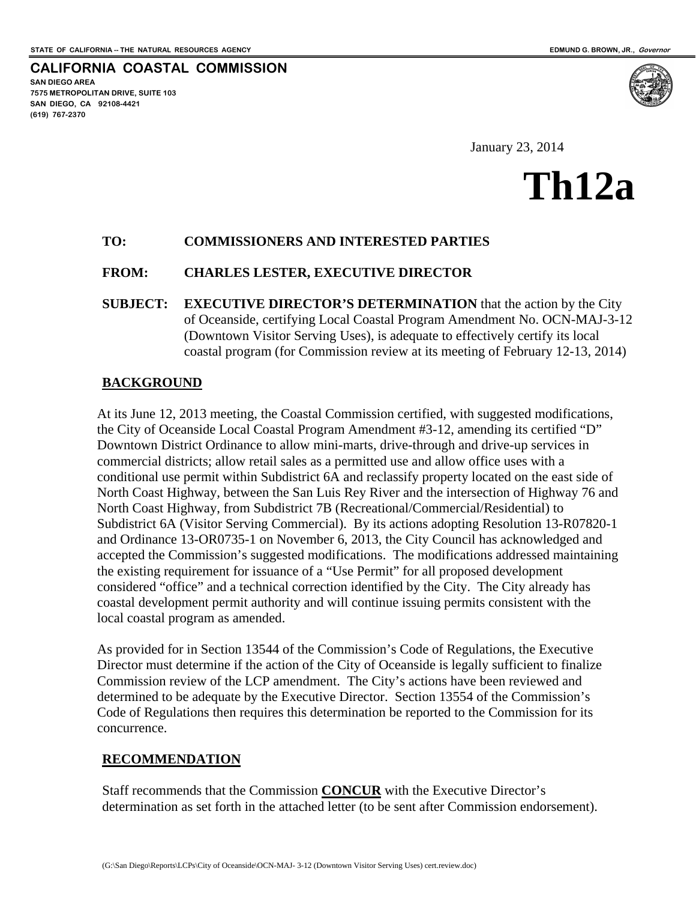STATE OF CALIFORNIA -- THE NATURAL RESOURCES AGENCY | EDMUND G. BROWN, JR., *Governor*

**CALIFORNIA COASTAL COMMISSION**
**SAN DIEGO AREA**
**7575 METROPOLITAN DRIVE, SUITE 103**
**SAN DIEGO, CA 92108-4421**
**(619) 767-2370**

January 23, 2014

# Th12a

**TO:** **COMMISSIONERS AND INTERESTED PARTIES**

**FROM:** **CHARLES LESTER, EXECUTIVE DIRECTOR**

**SUBJECT:** **EXECUTIVE DIRECTOR'S DETERMINATION** that the action by the City of Oceanside, certifying Local Coastal Program Amendment No. OCN-MAJ-3-12 (Downtown Visitor Serving Uses), is adequate to effectively certify its local coastal program (for Commission review at its meeting of February 12-13, 2014)

## BACKGROUND

At its June 12, 2013 meeting, the Coastal Commission certified, with suggested modifications, the City of Oceanside Local Coastal Program Amendment #3-12, amending its certified "D" Downtown District Ordinance to allow mini-marts, drive-through and drive-up services in commercial districts; allow retail sales as a permitted use and allow office uses with a conditional use permit within Subdistrict 6A and reclassify property located on the east side of North Coast Highway, between the San Luis Rey River and the intersection of Highway 76 and North Coast Highway, from Subdistrict 7B (Recreational/Commercial/Residential) to Subdistrict 6A (Visitor Serving Commercial). By its actions adopting Resolution 13-R07820-1 and Ordinance 13-OR0735-1 on November 6, 2013, the City Council has acknowledged and accepted the Commission's suggested modifications. The modifications addressed maintaining the existing requirement for issuance of a "Use Permit" for all proposed development considered "office" and a technical correction identified by the City. The City already has coastal development permit authority and will continue issuing permits consistent with the local coastal program as amended.

As provided for in Section 13544 of the Commission's Code of Regulations, the Executive Director must determine if the action of the City of Oceanside is legally sufficient to finalize Commission review of the LCP amendment. The City's actions have been reviewed and determined to be adequate by the Executive Director. Section 13554 of the Commission's Code of Regulations then requires this determination be reported to the Commission for its concurrence.

## RECOMMENDATION

Staff recommends that the Commission **CONCUR** with the Executive Director's determination as set forth in the attached letter (to be sent after Commission endorsement).

(G:\San Diego\Reports\LCPs\City of Oceanside\OCN-MAJ- 3-12 (Downtown Visitor Serving Uses) cert.review.doc)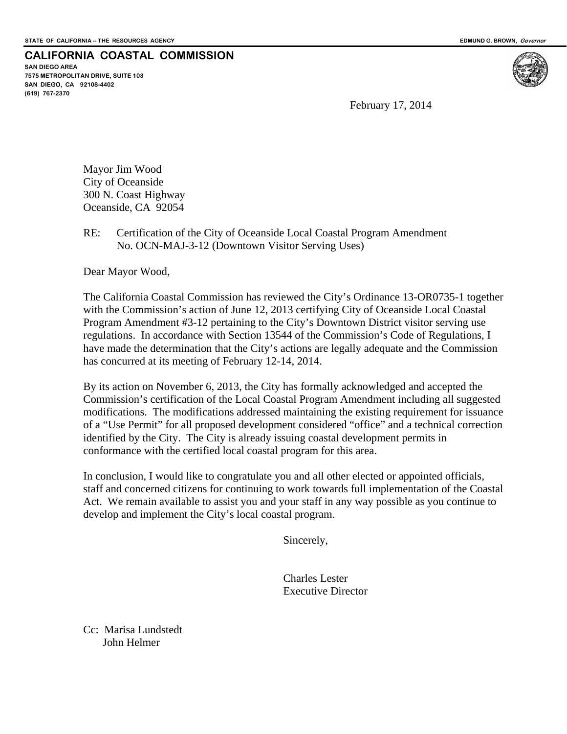STATE OF CALIFORNIA -- THE RESOURCES AGENCY

EDMUND G. BROWN, *Governor*

**CALIFORNIA COASTAL COMMISSION**

**SAN DIEGO AREA**
**7575 METROPOLITAN DRIVE, SUITE 103**
**SAN DIEGO, CA 92108-4402**
**(619) 767-2370**

February 17, 2014

Mayor Jim Wood
City of Oceanside
300 N. Coast Highway
Oceanside, CA 92054

RE: Certification of the City of Oceanside Local Coastal Program Amendment No. OCN-MAJ-3-12 (Downtown Visitor Serving Uses)

Dear Mayor Wood,

The California Coastal Commission has reviewed the City's Ordinance 13-OR0735-1 together with the Commission's action of June 12, 2013 certifying City of Oceanside Local Coastal Program Amendment #3-12 pertaining to the City's Downtown District visitor serving use regulations. In accordance with Section 13544 of the Commission's Code of Regulations, I have made the determination that the City's actions are legally adequate and the Commission has concurred at its meeting of February 12-14, 2014.

By its action on November 6, 2013, the City has formally acknowledged and accepted the Commission's certification of the Local Coastal Program Amendment including all suggested modifications. The modifications addressed maintaining the existing requirement for issuance of a "Use Permit" for all proposed development considered "office" and a technical correction identified by the City. The City is already issuing coastal development permits in conformance with the certified local coastal program for this area.

In conclusion, I would like to congratulate you and all other elected or appointed officials, staff and concerned citizens for continuing to work towards full implementation of the Coastal Act. We remain available to assist you and your staff in any way possible as you continue to develop and implement the City's local coastal program.

Sincerely,

Charles Lester
Executive Director

Cc: Marisa Lundstedt
John Helmer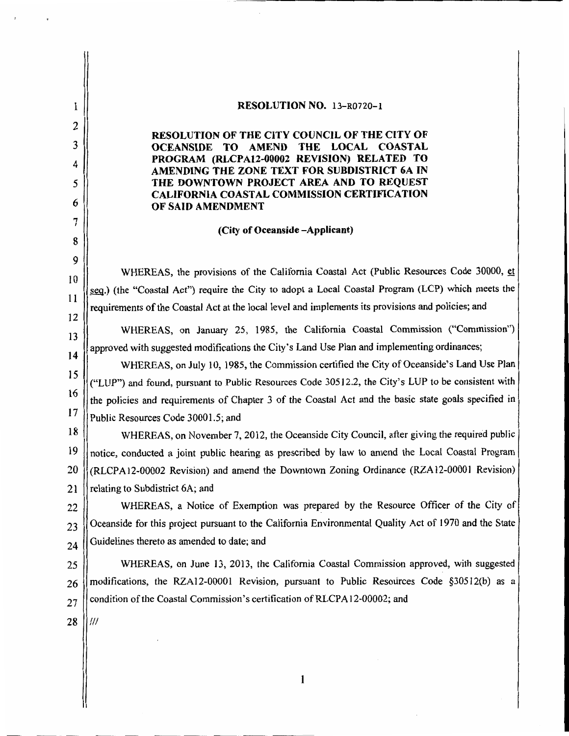**RESOLUTION NO. 13-R0720-1**

**RESOLUTION OF THE CITY COUNCIL OF THE CITY OF OCEANSIDE TO AMEND THE LOCAL COASTAL PROGRAM (RLCPA12-00002 REVISION) RELATED TO AMENDING THE ZONE TEXT FOR SUBDISTRICT 6A IN THE DOWNTOWN PROJECT AREA AND TO REQUEST CALIFORNIA COASTAL COMMISSION CERTIFICATION OF SAID AMENDMENT**

**(City of Oceanside –Applicant)**

WHEREAS, the provisions of the California Coastal Act (Public Resources Code 30000, et seq.) (the "Coastal Act") require the City to adopt a Local Coastal Program (LCP) which meets the requirements of the Coastal Act at the local level and implements its provisions and policies; and

WHEREAS, on January 25, 1985, the California Coastal Commission ("Commission") approved with suggested modifications the City's Land Use Plan and implementing ordinances;

WHEREAS, on July 10, 1985, the Commission certified the City of Oceanside's Land Use Plan ("LUP") and found, pursuant to Public Resources Code 30512.2, the City's LUP to be consistent with the policies and requirements of Chapter 3 of the Coastal Act and the basic state goals specified in Public Resources Code 30001.5; and

WHEREAS, on November 7, 2012, the Oceanside City Council, after giving the required public notice, conducted a joint public hearing as prescribed by law to amend the Local Coastal Program (RLCPA12-00002 Revision) and amend the Downtown Zoning Ordinance (RZA12-00001 Revision) relating to Subdistrict 6A; and

WHEREAS, a Notice of Exemption was prepared by the Resource Officer of the City of Oceanside for this project pursuant to the California Environmental Quality Act of 1970 and the State Guidelines thereto as amended to date; and

WHEREAS, on June 13, 2013, the California Coastal Commission approved, with suggested modifications, the RZA12-00001 Revision, pursuant to Public Resources Code §30512(b) as a condition of the Coastal Commission's certification of RLCPA12-00002; and

///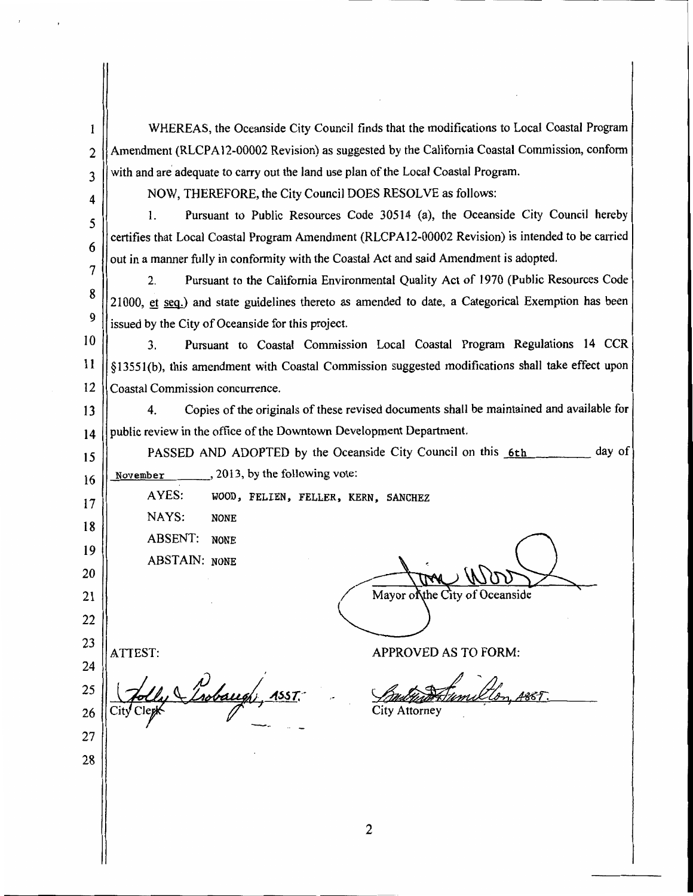WHEREAS, the Oceanside City Council finds that the modifications to Local Coastal Program Amendment (RLCPA12-00002 Revision) as suggested by the California Coastal Commission, conform with and are adequate to carry out the land use plan of the Local Coastal Program.

NOW, THEREFORE, the City Council DOES RESOLVE as follows:

1. Pursuant to Public Resources Code 30514 (a), the Oceanside City Council hereby certifies that Local Coastal Program Amendment (RLCPA12-00002 Revision) is intended to be carried out in a manner fully in conformity with the Coastal Act and said Amendment is adopted.

2. Pursuant to the California Environmental Quality Act of 1970 (Public Resources Code 21000, et seq.) and state guidelines thereto as amended to date, a Categorical Exemption has been issued by the City of Oceanside for this project.

3. Pursuant to Coastal Commission Local Coastal Program Regulations 14 CCR §13551(b), this amendment with Coastal Commission suggested modifications shall take effect upon Coastal Commission concurrence.

4. Copies of the originals of these revised documents shall be maintained and available for public review in the office of the Downtown Development Department.

PASSED AND ADOPTED by the Oceanside City Council on this 6th day of November, 2013, by the following vote:

AYES: WOOD, FELIEN, FELLER, KERN, SANCHEZ

NAYS: NONE

ABSENT: NONE

ABSTAIN: NONE

Mayor of the City of Oceanside

ATTEST:

Holly Trobaugh, ASST.
City Clerk

APPROVED AS TO FORM:

ASST.
City Attorney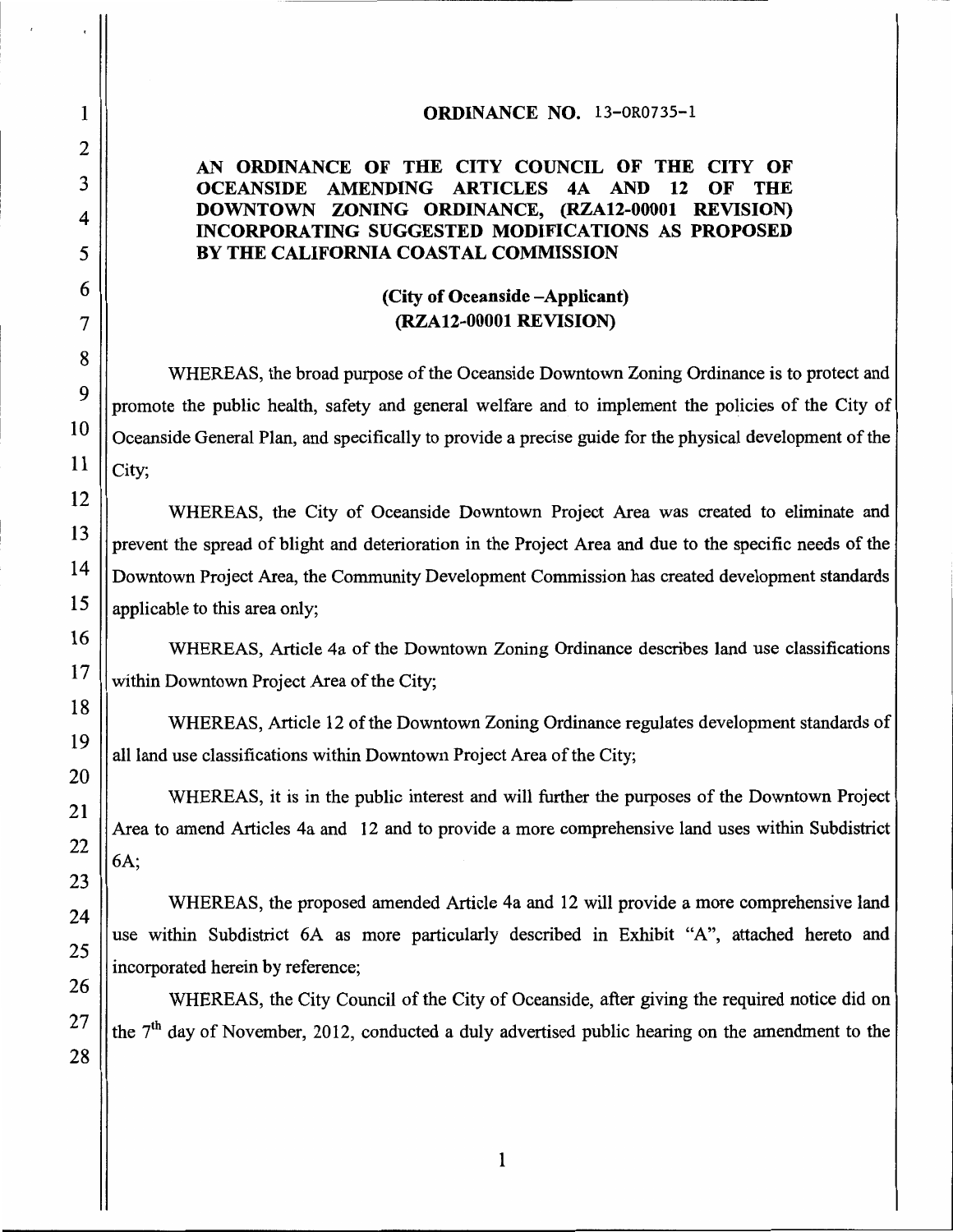**ORDINANCE NO.** 13-OR0735-1

**AN ORDINANCE OF THE CITY COUNCIL OF THE CITY OF OCEANSIDE AMENDING ARTICLES 4A AND 12 OF THE DOWNTOWN ZONING ORDINANCE, (RZA12-00001 REVISION) INCORPORATING SUGGESTED MODIFICATIONS AS PROPOSED BY THE CALIFORNIA COASTAL COMMISSION**

**(City of Oceanside –Applicant)**
**(RZA12-00001 REVISION)**

WHEREAS, the broad purpose of the Oceanside Downtown Zoning Ordinance is to protect and promote the public health, safety and general welfare and to implement the policies of the City of Oceanside General Plan, and specifically to provide a precise guide for the physical development of the City;

WHEREAS, the City of Oceanside Downtown Project Area was created to eliminate and prevent the spread of blight and deterioration in the Project Area and due to the specific needs of the Downtown Project Area, the Community Development Commission has created development standards applicable to this area only;

WHEREAS, Article 4a of the Downtown Zoning Ordinance describes land use classifications within Downtown Project Area of the City;

WHEREAS, Article 12 of the Downtown Zoning Ordinance regulates development standards of all land use classifications within Downtown Project Area of the City;

WHEREAS, it is in the public interest and will further the purposes of the Downtown Project Area to amend Articles 4a and 12 and to provide a more comprehensive land uses within Subdistrict 6A;

WHEREAS, the proposed amended Article 4a and 12 will provide a more comprehensive land use within Subdistrict 6A as more particularly described in Exhibit "A", attached hereto and incorporated herein by reference;

WHEREAS, the City Council of the City of Oceanside, after giving the required notice did on the 7th day of November, 2012, conducted a duly advertised public hearing on the amendment to the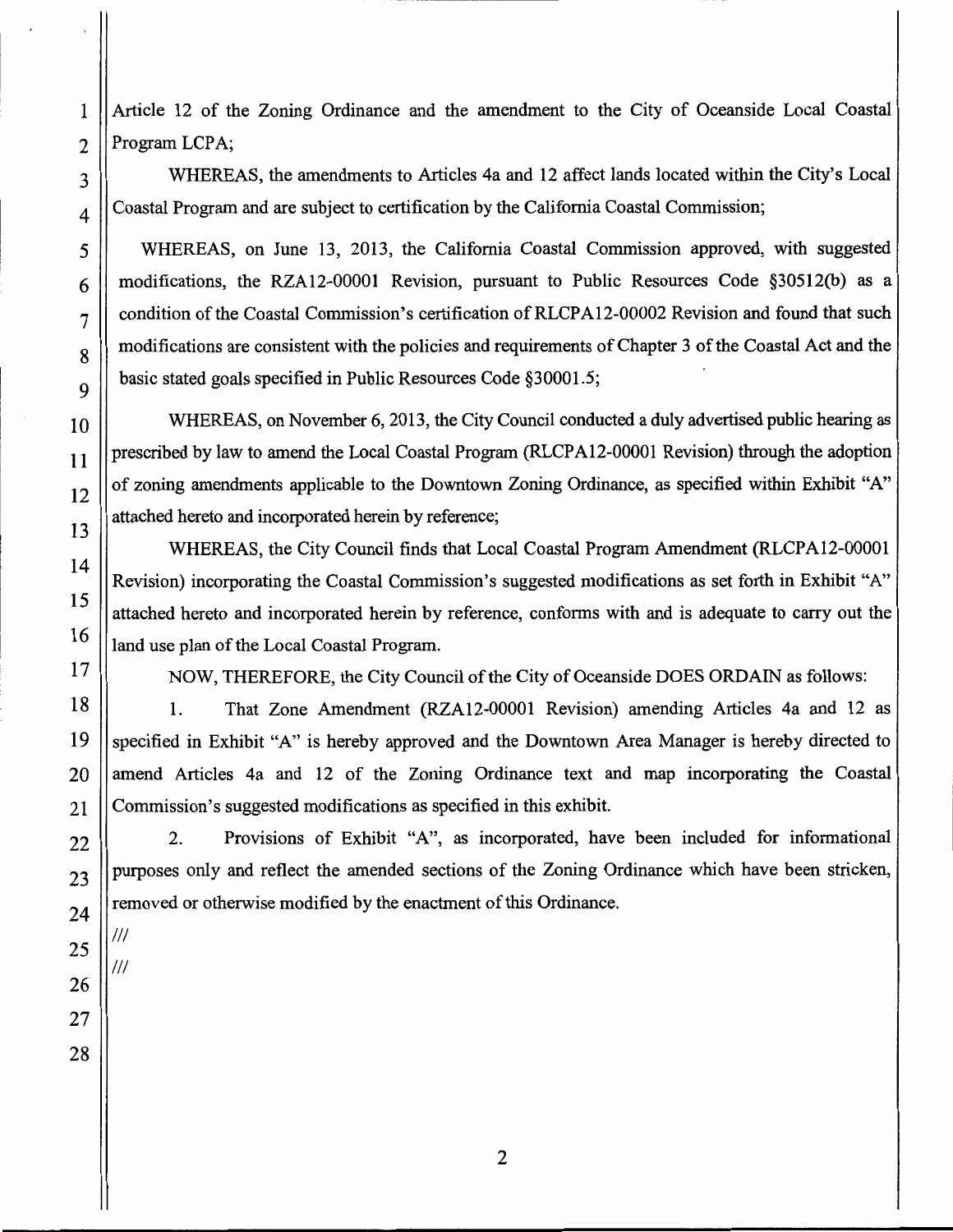Article 12 of the Zoning Ordinance and the amendment to the City of Oceanside Local Coastal Program LCPA;

WHEREAS, the amendments to Articles 4a and 12 affect lands located within the City's Local Coastal Program and are subject to certification by the California Coastal Commission;

WHEREAS, on June 13, 2013, the California Coastal Commission approved, with suggested modifications, the RZA12-00001 Revision, pursuant to Public Resources Code §30512(b) as a condition of the Coastal Commission's certification of RLCPA12-00002 Revision and found that such modifications are consistent with the policies and requirements of Chapter 3 of the Coastal Act and the basic stated goals specified in Public Resources Code §30001.5;

WHEREAS, on November 6, 2013, the City Council conducted a duly advertised public hearing as prescribed by law to amend the Local Coastal Program (RLCPA12-00001 Revision) through the adoption of zoning amendments applicable to the Downtown Zoning Ordinance, as specified within Exhibit "A" attached hereto and incorporated herein by reference;

WHEREAS, the City Council finds that Local Coastal Program Amendment (RLCPA12-00001 Revision) incorporating the Coastal Commission's suggested modifications as set forth in Exhibit "A" attached hereto and incorporated herein by reference, conforms with and is adequate to carry out the land use plan of the Local Coastal Program.

NOW, THEREFORE, the City Council of the City of Oceanside DOES ORDAIN as follows:

1. That Zone Amendment (RZA12-00001 Revision) amending Articles 4a and 12 as specified in Exhibit "A" is hereby approved and the Downtown Area Manager is hereby directed to amend Articles 4a and 12 of the Zoning Ordinance text and map incorporating the Coastal Commission's suggested modifications as specified in this exhibit.

2. Provisions of Exhibit "A", as incorporated, have been included for informational purposes only and reflect the amended sections of the Zoning Ordinance which have been stricken, removed or otherwise modified by the enactment of this Ordinance.

///

///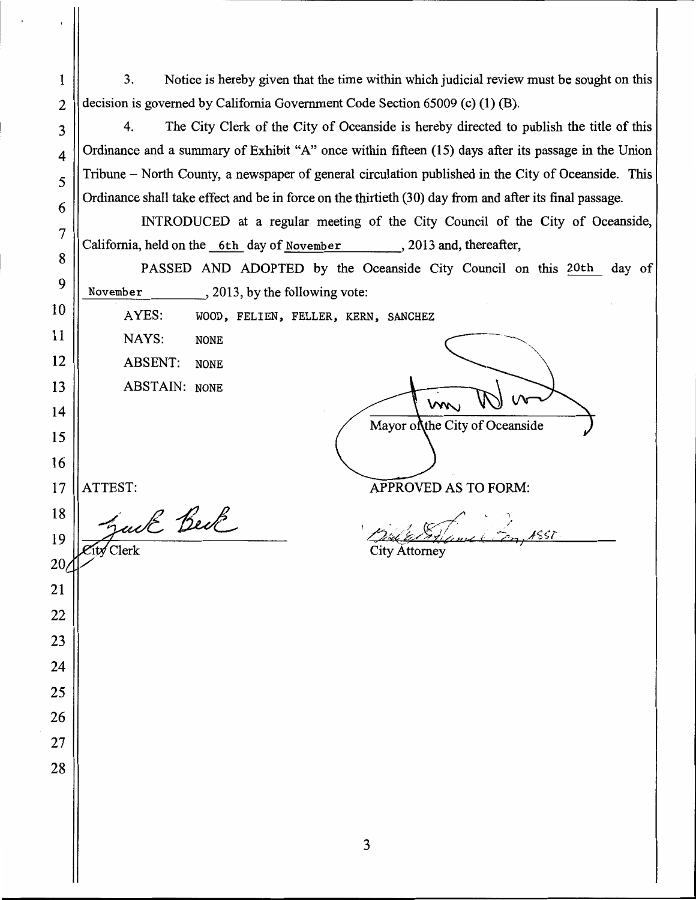3. Notice is hereby given that the time within which judicial review must be sought on this decision is governed by California Government Code Section 65009 (c) (1) (B).

4. The City Clerk of the City of Oceanside is hereby directed to publish the title of this Ordinance and a summary of Exhibit "A" once within fifteen (15) days after its passage in the Union Tribune – North County, a newspaper of general circulation published in the City of Oceanside. This Ordinance shall take effect and be in force on the thirtieth (30) day from and after its final passage.

INTRODUCED at a regular meeting of the City Council of the City of Oceanside, California, held on the 6th day of November, 2013 and, thereafter,

PASSED AND ADOPTED by the Oceanside City Council on this 20th day of November, 2013, by the following vote:

AYES: WOOD, FELIEN, FELLER, KERN, SANCHEZ

NAYS: NONE

ABSENT: NONE

ABSTAIN: NONE

Mayor of the City of Oceanside

ATTEST:

City Clerk

APPROVED AS TO FORM:

City Attorney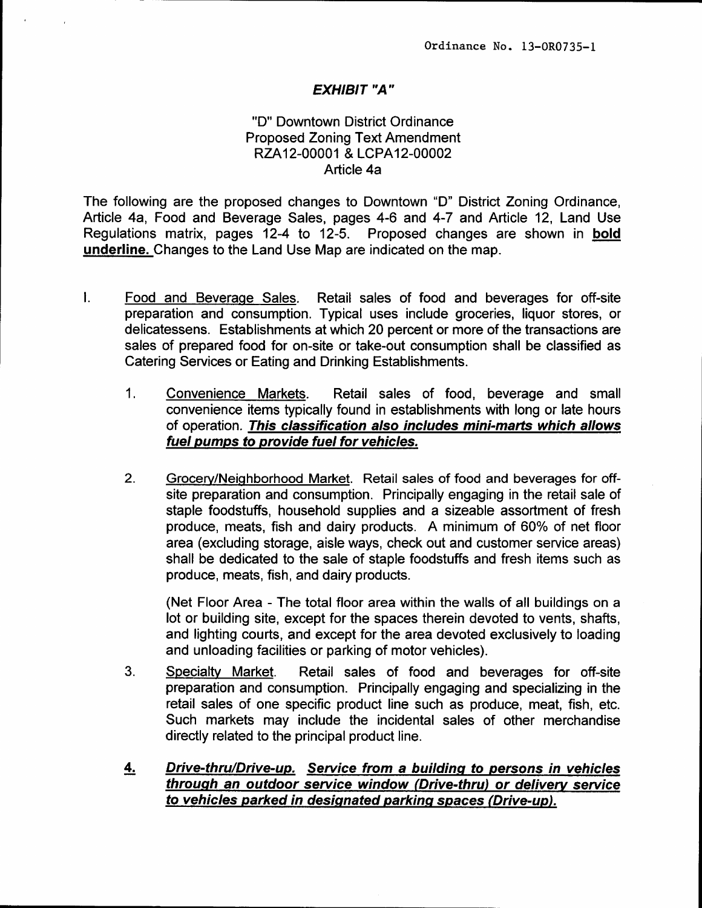Ordinance No. 13-OR0735-1

## *EXHIBIT "A"*

"D" Downtown District Ordinance
Proposed Zoning Text Amendment
RZA12-00001 & LCPA12-00002
Article 4a

The following are the proposed changes to Downtown "D" District Zoning Ordinance, Article 4a, Food and Beverage Sales, pages 4-6 and 4-7 and Article 12, Land Use Regulations matrix, pages 12-4 to 12-5. Proposed changes are shown in **bold underline.** Changes to the Land Use Map are indicated on the map.

I. Food and Beverage Sales. Retail sales of food and beverages for off-site preparation and consumption. Typical uses include groceries, liquor stores, or delicatessens. Establishments at which 20 percent or more of the transactions are sales of prepared food for on-site or take-out consumption shall be classified as Catering Services or Eating and Drinking Establishments.

1. Convenience Markets. Retail sales of food, beverage and small convenience items typically found in establishments with long or late hours of operation. ***This classification also includes mini-marts which allows fuel pumps to provide fuel for vehicles.***

2. Grocery/Neighborhood Market. Retail sales of food and beverages for off-site preparation and consumption. Principally engaging in the retail sale of staple foodstuffs, household supplies and a sizeable assortment of fresh produce, meats, fish and dairy products. A minimum of 60% of net floor area (excluding storage, aisle ways, check out and customer service areas) shall be dedicated to the sale of staple foodstuffs and fresh items such as produce, meats, fish, and dairy products.

   (Net Floor Area - The total floor area within the walls of all buildings on a lot or building site, except for the spaces therein devoted to vents, shafts, and lighting courts, and except for the area devoted exclusively to loading and unloading facilities or parking of motor vehicles).

3. Specialty Market. Retail sales of food and beverages for off-site preparation and consumption. Principally engaging and specializing in the retail sales of one specific product line such as produce, meat, fish, etc. Such markets may include the incidental sales of other merchandise directly related to the principal product line.

4. ***Drive-thru/Drive-up. Service from a building to persons in vehicles through an outdoor service window (Drive-thru) or delivery service to vehicles parked in designated parking spaces (Drive-up).***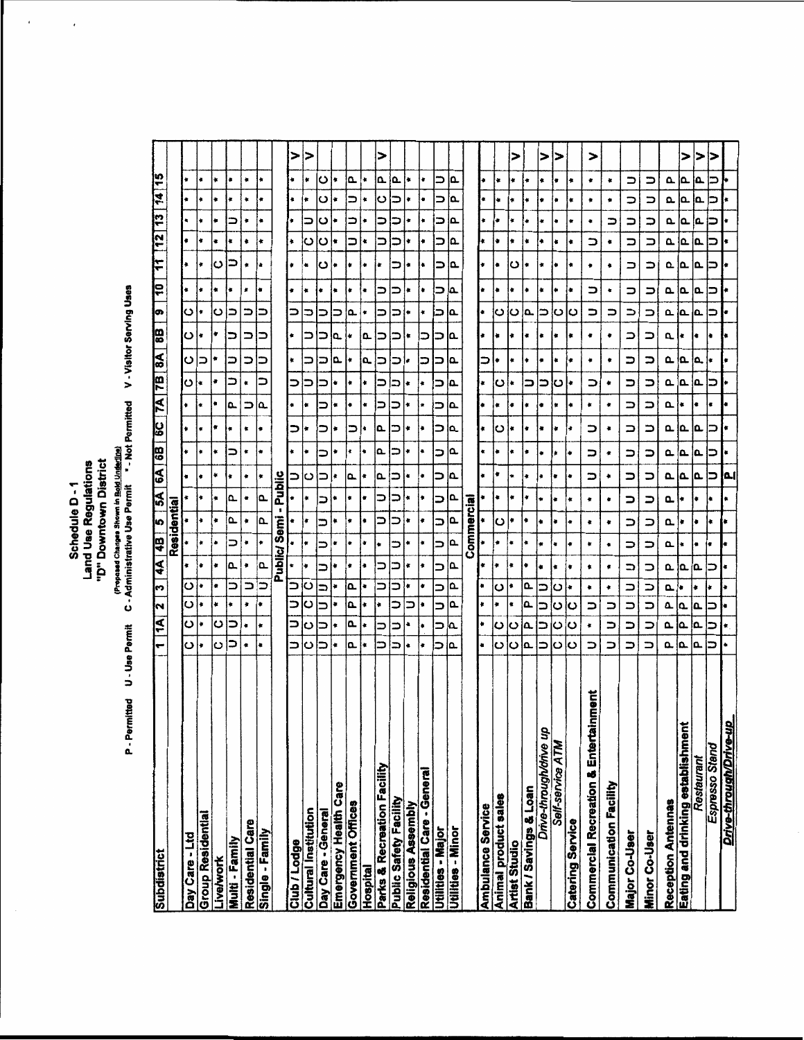# Schedule D-1
## Land Use Regulations
## "D" Downtown District

(Proposed Changes Shown in **Bold Underline**)

P - Permitted U - Use Permit C - Administrative Use Permit * - Not Permitted V - Visitor Serving Uses

| Subdistrict | 1 | 1A | 2 | 3 | 4A | 4B | 5 | 5A | 6A | 6B | 6C | 7A | 7B | 8A | 8B | 9 | 10 | 11 | 12 | 13 | 14 | 15 | |
|---|---|---|---|---|---|---|---|---|---|---|---|---|---|---|---|---|---|---|---|---|---|---|---|
| **Residential** | | | | | | | | | | | | | | | | | | | | | | | |
| Day Care - Ltd | C | C | C | C | * | * | * | * | * | * | * | * | C | C | C | C | * | * | * | * | * | * | |
| Group Residential | * | * | * | * | * | * | * | * | * | * | * | * | * | U | * | * | * | * | * | * | * | * | |
| Live/work | C | C | * | * | * | * | * | * | * | * | * | * | * | * | * | C | * | C | * | * | * | * | |
| Multi - Family | U | U | * | U | P | U | P | P | * | U | * | P | U | U | U | U | * | U | * | U | * | * | |
| Residential Care | * | * | U | U | * | * | * | * | * | * | * | U | * | U | U | U | * | * | * | * | * | * | |
| Single - Family | * | * | * | U | P | * | P | P | * | * | * | P | U | U | U | U | * | * | * | * | * | * | |
| **Public/ Semi - Public** | | | | | | | | | | | | | | | | | | | | | | | |
| Club / Lodge | U | U | U | U | * | * | * | * | U | * | U | * | U | * | * | U | * | * | * | * | * | * | V |
| Cultural Institution | C | C | C | C | * | * | * | * | C | * | * | * | U | U | U | U | * | * | * | * | * | * | V |
| Day Care - General | U | U | U | U | U | U | U | U | U | U | U | U | U | U | U | U | * | C | C | C | C | C | |
| Emergency Health Care | * | * | * | * | * | * | * | * | * | * | * | * | * | P | P | U | * | * | * | * | * | * | |
| Government Offices | P | P | P | P | * | * | * | * | P | * | U | * | * | * | * | P | * | * | U | U | U | P | |
| Hospital | * | * | * | * | * | * | * | * | * | * | * | * | * | P | P | * | * | * | * | * | * | * | |
| Parks & Recreation Facility | U | U | * | U | U | U | U | U | P | P | P | U | U | U | U | U | U | * | U | U | C | P | V |
| Public Safety Facility | U | U | U | U | U | U | U | U | U | U | U | U | U | U | U | U | U | U | U | U | U | P | |
| Religious Assembly | * | * | U | * | * | * | * | * | * | * | * | * | * | * | * | * | * | * | * | * | * | * | |
| Residential Care - General | * | * | * | * | * | * | * | * | * | * | * | * | * | U | U | * | * | * | * | * | * | * | |
| Utilities - Major | U | U | U | U | U | U | U | U | U | U | U | U | U | U | U | U | U | U | U | U | U | U | |
| Utilities - Minor | P | P | P | P | P | P | P | P | P | P | P | P | P | P | P | P | P | P | P | P | P | P | |
| **Commercial** | | | | | | | | | | | | | | | | | | | | | | | |
| Ambulance Service | * | * | * | * | * | * | * | * | * | * | * | * | * | U | * | * | * | * | * | * | * | * | |
| Animal product sales | C | C | * | C | * | * | C | * | * | * | C | * | C | * | * | C | * | * | * | * | * | * | |
| Artist Studio | C | C | * | * | * | * | * | * | * | * | * | * | * | * | * | C | * | C | * | * | * | * | V |
| Bank / Savings & Loan | P | P | P | P | * | * | * | * | * | * | * | * | U | * | * | P | * | * | * | * | * | * | |
| *Drive-through/drive up* | U | U | U | U | * | * | * | * | * | * | * | * | U | * | * | U | * | * | * | * | * | * | V |
| *Self-service ATM* | C | C | C | C | * | * | * | * | * | * | * | * | C | * | * | C | * | * | * | * | * | * | V |
| Catering Service | C | C | C | * | * | * | * | * | * | * | * | * | * | * | * | C | * | * | * | * | * | * | |
| Commercial Recreation & Entertainment | U | * | U | * | * | * | * | * | U | U | U | * | U | * | * | U | U | * | U | * | * | * | V |
| Communication Facility | U | U | U | * | * | * | * | * | * | * | * | * | * | * | * | U | * | * | * | U | * | * | |
| Major Co-User | U | U | U | U | U | U | U | U | U | U | U | U | U | U | U | U | U | U | U | U | U | U | |
| Minor Co-User | U | U | U | U | U | U | U | U | U | U | U | U | U | U | U | U | U | U | U | U | U | U | |
| Reception Antennas | P | P | P | P | P | P | P | P | P | P | P | P | P | P | P | P | P | P | P | P | P | P | |
| Eating and drinking establishment | P | P | P | * | P | * | * | * | P | P | P | * | P | P | * | P | P | P | P | P | P | P | V |
| *Restaurant* | P | P | P | * | P | * | * | * | P | P | P | * | P | P | * | P | P | P | P | P | P | P | V |
| *Espresso Stand* | U | U | U | * | U | * | * | * | U | U | U | * | U | * | * | U | U | U | U | U | U | U | V |
| ***Drive-through/Drive-up*** | * | * | * | * | * | * | * | * | **P** | * | * | * | * | * | * | * | * | * | * | * | * | * | |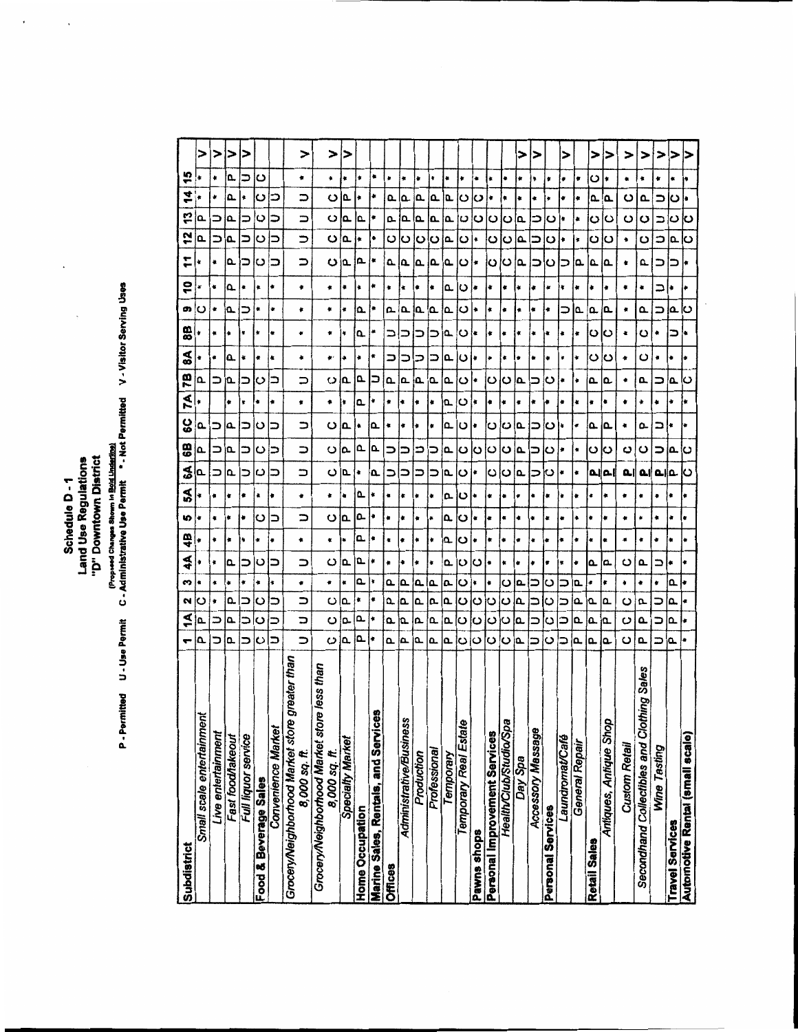# Schedule D - 1

## Land Use Regulations

## "D" Downtown District

(Proposed Changes Shown in **Bold Underline**)

P - Permitted U - Use Permit C - Administrative Use Permit * - Not Permitted V - Visitor Serving Uses

| Subdistrict | 1 | 1A | 2 | 3 | 4A | 4B | 5 | 5A | 6A | 6B | 6C | 7A | 7B | 8A | 8B | 9 | 10 | 11 | 12 | 13 | 14 | 15 | |
|---|---|---|---|---|---|---|---|---|---|---|---|---|---|---|---|---|---|---|---|---|---|---|---|
| *Small scale entertainment* | P | P | C | * | * | * | * | * | P | P | P | * | P | * | * | C | * | * | P | P | * | * | V |
| *Live entertainment* | U | U | * | * | * | * | * | * | U | U | U | * | U | * | * | * | * | * | U | U | * | * | V |
| *Fast food/takeout* | P | P | P | * | P | * | * | * | P | P | P | * | P | P | * | P | P | P | P | P | P | P | V |
| *Full liquor service* | U | U | U | * | U | * | * | * | U | U | U | * | U | * | * | U | * | U | U | U | * | U | V |
| **Food & Beverage Sales** | C | C | C | * | C | * | C | * | C | C | C | * | C | * | * | * | * | C | C | C | C | C | |
| *Convenience Market* | U | U | U | * | U | * | U | * | U | U | U | * | U | * | * | * | * | U | U | U | U | | |
| *Grocery/Neighborhood Market store greater than 8,000 sq. ft.* | U | U | U | * | U | * | U | * | U | U | U | * | U | * | * | * | * | U | U | U | U | * | V |
| *Grocery/Neighborhood Market store less than 8,000 sq. ft.* | C | C | C | * | C | * | C | * | C | C | C | * | C | * | * | * | * | C | C | C | C | * | V |
| *Specialty Market* | P | P | P | * | P | * | P | P | P | P | P | * | P | * | * | * | * | P | P | P | P | * | V |
| **Home Occupation** | P | P | * | P | P | P | P | P | * | P | * | P | P | * | P | P | * | P | * | * | * | * | |
| **Marine Sales, Rentals, and Services** | * | * | * | * | * | * | * | * | P | P | P | * | U | * | * | * | * | * | * | * | * | * | |
| **Offices** | P | P | P | P | * | * | * | * | U | U | * | * | P | U | U | P | * | P | C | P | P | * | |
| *Administrative/Business* | P | P | P | P | * | * | * | * | U | U | * | * | P | U | U | P | * | P | C | P | P | * | |
| *Production* | P | P | P | P | * | * | * | * | U | U | * | * | P | U | U | P | * | P | P | P | P | * | |
| *Professional* | P | P | P | P | * | * | * | * | U | U | * | * | P | U | U | P | * | P | C | P | P | * | |
| *Temporary* | P | P | P | P | P | P | P | P | P | P | P | P | P | P | P | P | P | P | P | P | P | * | |
| *Temporary Real Estate* | C | C | C | C | C | C | C | C | C | C | C | C | C | C | C | C | C | C | C | C | C | * | |
| **Pawns shops** | C | C | C | * | C | * | * | * | * | C | * | * | * | * | * | * | * | * | * | * | C | * | |
| **Personal Improvement Services** | C | C | C | * | * | * | * | * | C | C | C | * | C | * | * | * | * | C | C | C | * | * | |
| *Health/Club/Studio/Spa* | C | C | C | C | * | * | * | * | C | C | C | * | C | * | * | * | * | C | C | C | * | * | |
| *Day Spa* | P | P | P | P | * | * | * | * | P | P | P | * | P | * | * | * | * | P | P | P | * | * | V |
| *Accessory Massage* | U | U | U | U | * | * | * | * | U | U | U | * | U | * | * | * | * | U | U | U | * | * | V |
| **Personal Services** | C | C | C | C | * | * | * | * | C | C | C | * | C | * | * | * | * | C | C | C | * | * | |
| *Laundromat/Café* | U | U | U | U | * | * | * | * | * | * | * | * | * | * | * | U | * | U | * | * | * | * | V |
| *General Repair* | P | P | P | P | * | * | * | * | * | * | * | * | * | * | * | P | * | P | * | * | * | * | |
| **Retail Sales** | P | P | P | * | P | * | * | * | **P** | C | P | * | P | C | C | P | * | P | C | C | P | C | V |
| *Antiques, Antique Shop* | P | P | P | * | P | * | * | * | **P** | C | P | * | P | C | C | P | * | P | C | C | P | * | V |
| *Custom Retail* | C | C | C | * | C | * | * | * | **P** | C | * | * | * | * | * | * | * | * | * | C | C | * | V |
| *Secondhand Collectibles and Clothing Sales* | P | P | P | * | P | * | * | * | **P** | C | P | * | P | C | C | P | * | P | C | C | P | * | V |
| *Wine Tasting* | U | U | U | * | U | * | * | * | **P** | U | U | * | U | * | * | U | U | U | U | U | U | * | V |
| **Travel Services** | P | P | P | P | * | * | * | * | P | P | * | * | P | * | * | P | * | U | P | C | C | * | V |
| **Automotive Rental (small scale)** | * | * | * | * | * | * | * | * | C | C | * | * | C | * | * | C | * | * | C | C | * | * | V |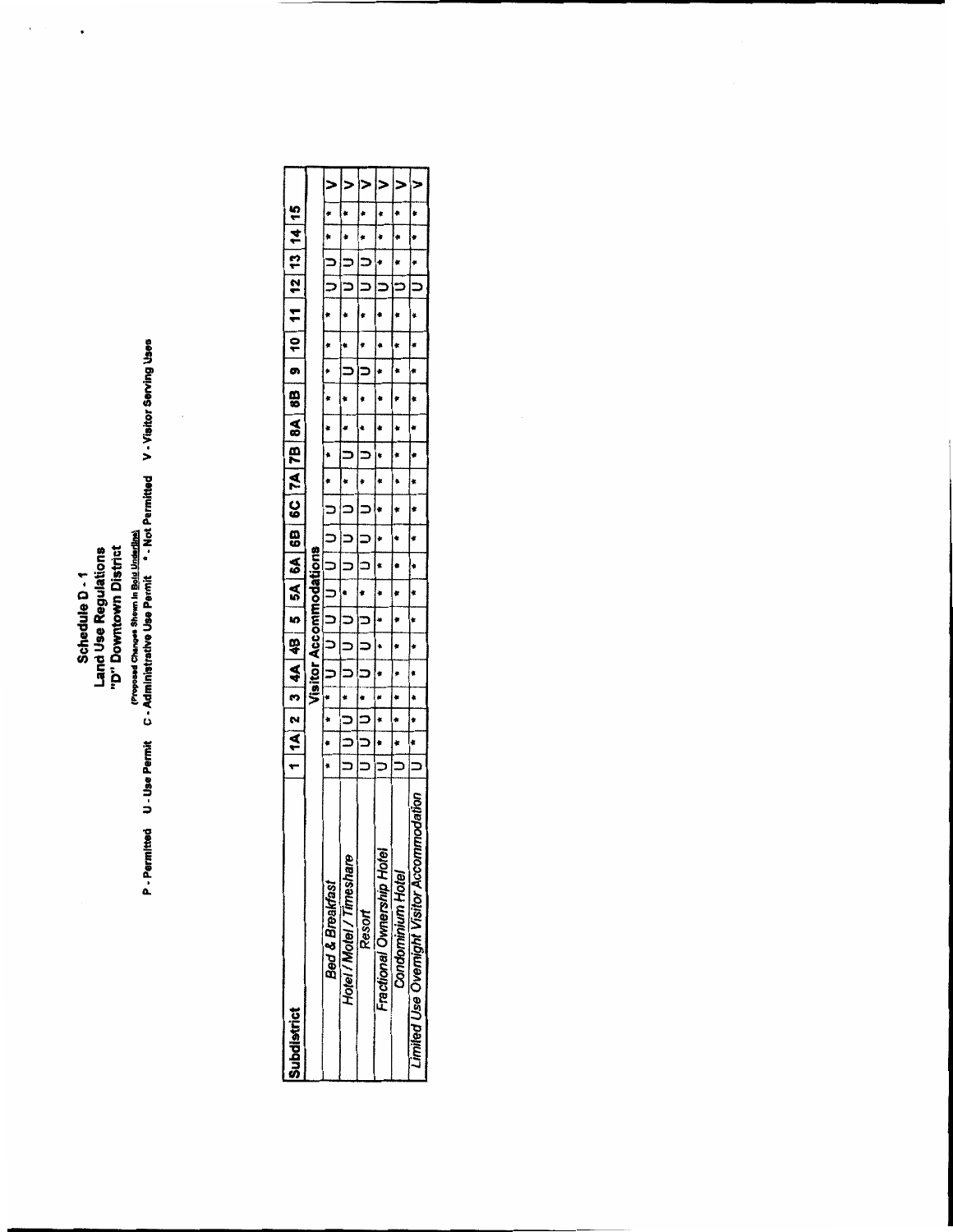# Schedule D - 1
## Land Use Regulations
## "D" Downtown District

(Proposed Changes Shown in Bold Underline)

P - Permitted U - Use Permit C - Administrative Use Permit * - Not Permitted V - Visitor Serving Uses

| Subdistrict | 1 | 1A | 2 | 3 | 4A | 4B | 5 | 5A | 6A | 6B | 6C | 7A | 7B | 8A | 8B | 9 | 10 | 11 | 12 | 13 | 14 | 15 | |
|---|---|---|---|---|---|---|---|---|---|---|---|---|---|---|---|---|---|---|---|---|---|---|---|
| **Visitor Accommodations** | | | | | | | | | | | | | | | | | | | | | | | |
| *Bed & Breakfast* | * | * | * | * | U | U | U | U | U | U | U | * | * | * | * | * | * | * | U | U | * | * | V |
| *Hotel / Motel / Timeshare* | U | U | U | * | U | U | U | * | U | U | U | * | U | * | * | U | * | * | U | U | * | * | V |
| *Resort* | U | U | U | * | U | U | U | * | U | U | U | * | U | * | * | U | * | * | U | U | * | * | V |
| *Fractional Ownership Hotel* | U | * | * | * | * | * | * | * | * | * | * | * | * | * | * | * | * | * | U | * | * | * | V |
| *Condominium Hotel* | U | * | * | * | * | * | * | * | * | * | * | * | * | * | * | * | * | * | U | * | * | * | V |
| *Limited Use Overnight Visitor Accommodation* | U | * | * | * | * | * | * | * | * | * | * | * | * | * | * | * | * | * | U | * | * | * | V |